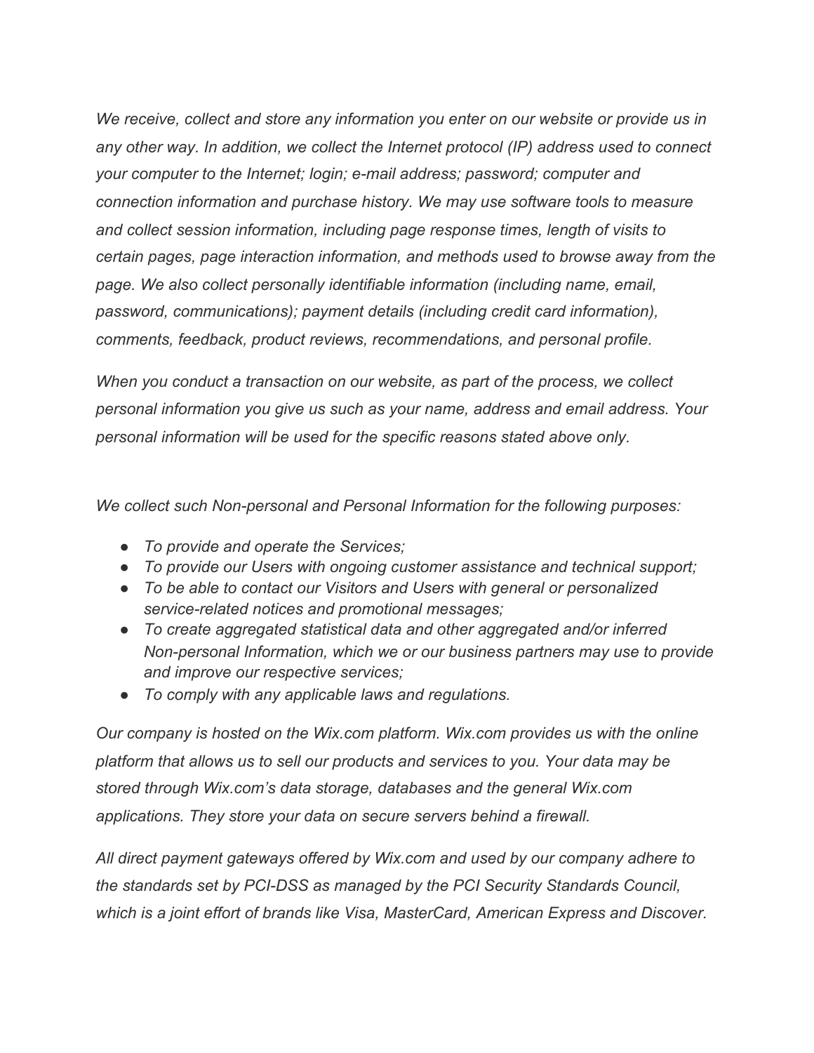*We receive, collect and store any information you enter on our website or provide us in any other way. In addition, we collect the Internet protocol (IP) address used to connect your computer to the Internet; login; e-mail address; password; computer and connection information and purchase history. We may use software tools to measure and collect session information, including page response times, length of visits to certain pages, page interaction information, and methods used to browse away from the page. We also collect personally identifiable information (including name, email, password, communications); payment details (including credit card information), comments, feedback, product reviews, recommendations, and personal profile.*

*When you conduct a transaction on our website, as part of the process, we collect personal information you give us such as your name, address and email address. Your personal information will be used for the specific reasons stated above only.*

*We collect such Non-personal and Personal Information for the following purposes:*

- *To provide and operate the Services;*
- *To provide our Users with ongoing customer assistance and technical support;*
- *To be able to contact our Visitors and Users with general or personalized service-related notices and promotional messages;*
- *To create aggregated statistical data and other aggregated and/or inferred Non-personal Information, which we or our business partners may use to provide and improve our respective services;*
- *To comply with any applicable laws and regulations.*

*Our company is hosted on the Wix.com platform. Wix.com provides us with the online platform that allows us to sell our products and services to you. Your data may be stored through Wix.com's data storage, databases and the general Wix.com applications. They store your data on secure servers behind a firewall.*

*All direct payment gateways offered by Wix.com and used by our company adhere to the standards set by PCI-DSS as managed by the PCI Security Standards Council, which is a joint effort of brands like Visa, MasterCard, American Express and Discover.*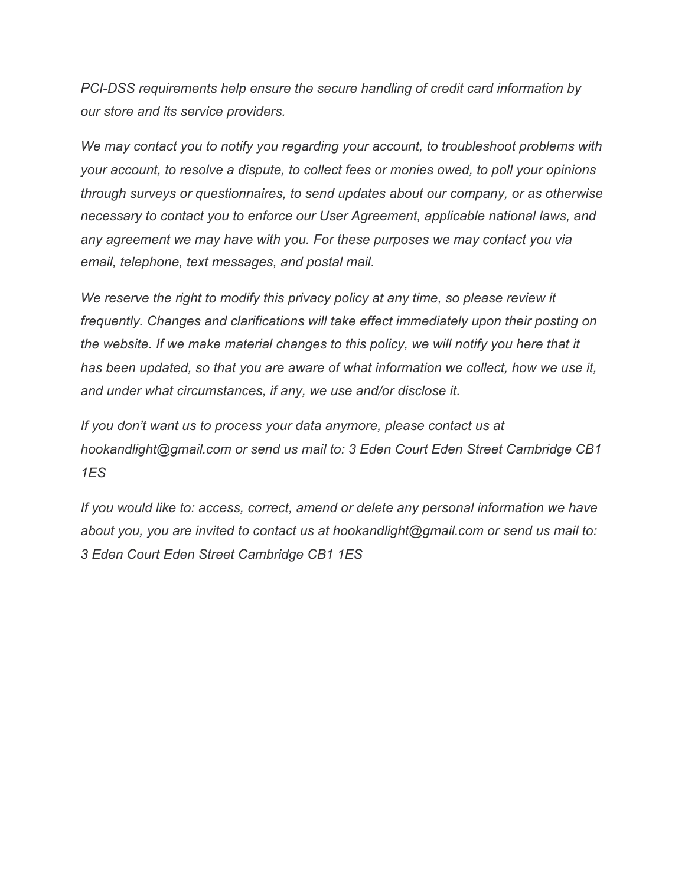*PCI-DSS requirements help ensure the secure handling of credit card information by our store and its service providers.*

*We may contact you to notify you regarding your account, to troubleshoot problems with your account, to resolve a dispute, to collect fees or monies owed, to poll your opinions through surveys or questionnaires, to send updates about our company, or as otherwise necessary to contact you to enforce our User Agreement, applicable national laws, and any agreement we may have with you. For these purposes we may contact you via email, telephone, text messages, and postal mail.*

*We reserve the right to modify this privacy policy at any time, so please review it frequently. Changes and clarifications will take effect immediately upon their posting on the website. If we make material changes to this policy, we will notify you here that it has been updated, so that you are aware of what information we collect, how we use it, and under what circumstances, if any, we use and/or disclose it.*

*If you don't want us to process your data anymore, please contact us at hookandlight@gmail.com or send us mail to: 3 Eden Court Eden Street Cambridge CB1 1ES*

*If you would like to: access, correct, amend or delete any personal information we have about you, you are invited to contact us at hookandlight@gmail.com or send us mail to: 3 Eden Court Eden Street Cambridge CB1 1ES*